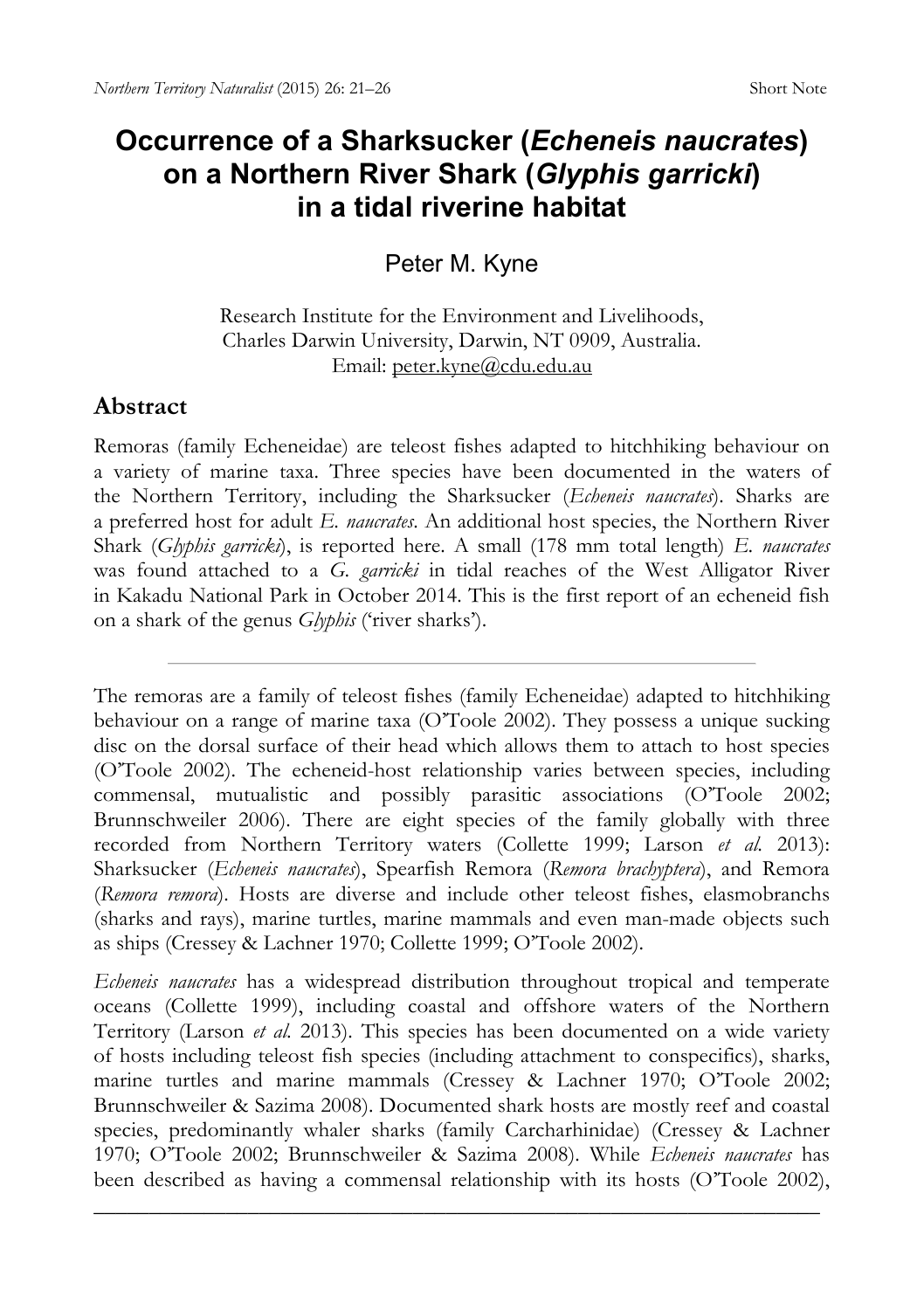# Occurrence of a Sharksucker (*Echeneis naucrates*) on a Northern River Shark (*Glyphis garricki*) in a tidal riverine habitat

Peter M. Kyne

Research Institute for the Environment and Livelihoods,
Charles Darwin University, Darwin, NT 0909, Australia.
Email: peter.kyne@cdu.edu.au

## Abstract

Remoras (family Echeneidae) are teleost fishes adapted to hitchhiking behaviour on a variety of marine taxa. Three species have been documented in the waters of the Northern Territory, including the Sharksucker (*Echeneis naucrates*). Sharks are a preferred host for adult *E. naucrates*. An additional host species, the Northern River Shark (*Glyphis garricki*), is reported here. A small (178 mm total length) *E. naucrates* was found attached to a *G. garricki* in tidal reaches of the West Alligator River in Kakadu National Park in October 2014. This is the first report of an echeneid fish on a shark of the genus *Glyphis* ('river sharks').

---

The remoras are a family of teleost fishes (family Echeneidae) adapted to hitchhiking behaviour on a range of marine taxa (O'Toole 2002). They possess a unique sucking disc on the dorsal surface of their head which allows them to attach to host species (O'Toole 2002). The echeneid-host relationship varies between species, including commensal, mutualistic and possibly parasitic associations (O'Toole 2002; Brunnschweiler 2006). There are eight species of the family globally with three recorded from Northern Territory waters (Collette 1999; Larson *et al.* 2013): Sharksucker (*Echeneis naucrates*), Spearfish Remora (*Remora brachyptera*), and Remora (*Remora remora*). Hosts are diverse and include other teleost fishes, elasmobranchs (sharks and rays), marine turtles, marine mammals and even man-made objects such as ships (Cressey & Lachner 1970; Collette 1999; O'Toole 2002).

*Echeneis naucrates* has a widespread distribution throughout tropical and temperate oceans (Collette 1999), including coastal and offshore waters of the Northern Territory (Larson *et al.* 2013). This species has been documented on a wide variety of hosts including teleost fish species (including attachment to conspecifics), sharks, marine turtles and marine mammals (Cressey & Lachner 1970; O'Toole 2002; Brunnschweiler & Sazima 2008). Documented shark hosts are mostly reef and coastal species, predominantly whaler sharks (family Carcharhinidae) (Cressey & Lachner 1970; O'Toole 2002; Brunnschweiler & Sazima 2008). While *Echeneis naucrates* has been described as having a commensal relationship with its hosts (O'Toole 2002),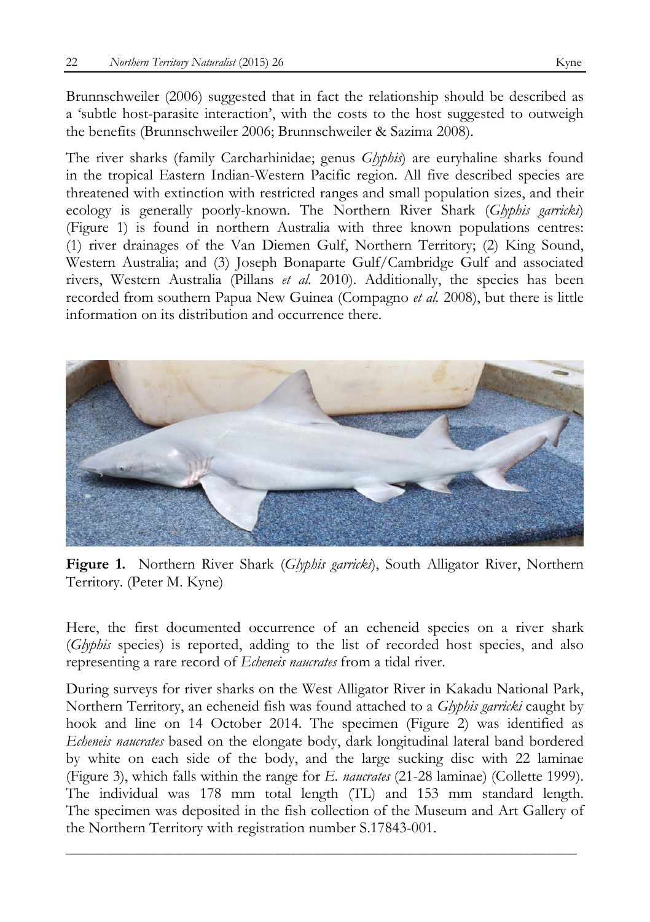Brunnschweiler (2006) suggested that in fact the relationship should be described as a 'subtle host-parasite interaction', with the costs to the host suggested to outweigh the benefits (Brunnschweiler 2006; Brunnschweiler & Sazima 2008).

The river sharks (family Carcharhinidae; genus *Glyphis*) are euryhaline sharks found in the tropical Eastern Indian-Western Pacific region. All five described species are threatened with extinction with restricted ranges and small population sizes, and their ecology is generally poorly-known. The Northern River Shark (*Glyphis garricki*) (Figure 1) is found in northern Australia with three known populations centres: (1) river drainages of the Van Diemen Gulf, Northern Territory; (2) King Sound, Western Australia; and (3) Joseph Bonaparte Gulf/Cambridge Gulf and associated rivers, Western Australia (Pillans *et al.* 2010). Additionally, the species has been recorded from southern Papua New Guinea (Compagno *et al.* 2008), but there is little information on its distribution and occurrence there.

**Figure 1.** Northern River Shark (*Glyphis garricki*), South Alligator River, Northern Territory. (Peter M. Kyne)

Here, the first documented occurrence of an echeneid species on a river shark (*Glyphis* species) is reported, adding to the list of recorded host species, and also representing a rare record of *Echeneis naucrates* from a tidal river.

During surveys for river sharks on the West Alligator River in Kakadu National Park, Northern Territory, an echeneid fish was found attached to a *Glyphis garricki* caught by hook and line on 14 October 2014. The specimen (Figure 2) was identified as *Echeneis naucrates* based on the elongate body, dark longitudinal lateral band bordered by white on each side of the body, and the large sucking disc with 22 laminae (Figure 3), which falls within the range for *E. naucrates* (21-28 laminae) (Collette 1999). The individual was 178 mm total length (TL) and 153 mm standard length. The specimen was deposited in the fish collection of the Museum and Art Gallery of the Northern Territory with registration number S.17843-001.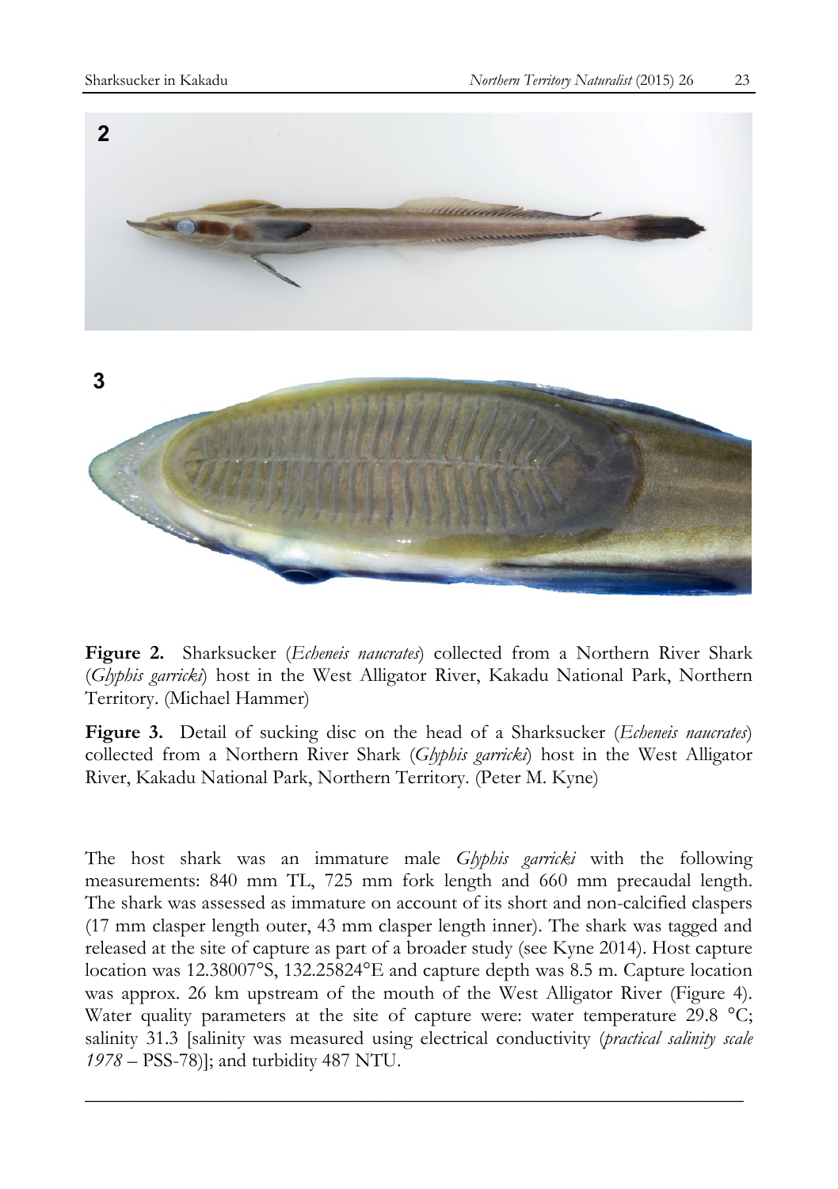**Figure 2.** Sharksucker (*Echeneis naucrates*) collected from a Northern River Shark (*Glyphis garricki*) host in the West Alligator River, Kakadu National Park, Northern Territory. (Michael Hammer)

**Figure 3.** Detail of sucking disc on the head of a Sharksucker (*Echeneis naucrates*) collected from a Northern River Shark (*Glyphis garricki*) host in the West Alligator River, Kakadu National Park, Northern Territory. (Peter M. Kyne)

The host shark was an immature male *Glyphis garricki* with the following measurements: 840 mm TL, 725 mm fork length and 660 mm precaudal length. The shark was assessed as immature on account of its short and non-calcified claspers (17 mm clasper length outer, 43 mm clasper length inner). The shark was tagged and released at the site of capture as part of a broader study (see Kyne 2014). Host capture location was 12.38007°S, 132.25824°E and capture depth was 8.5 m. Capture location was approx. 26 km upstream of the mouth of the West Alligator River (Figure 4). Water quality parameters at the site of capture were: water temperature 29.8 °C; salinity 31.3 [salinity was measured using electrical conductivity (*practical salinity scale 1978* – PSS-78)]; and turbidity 487 NTU.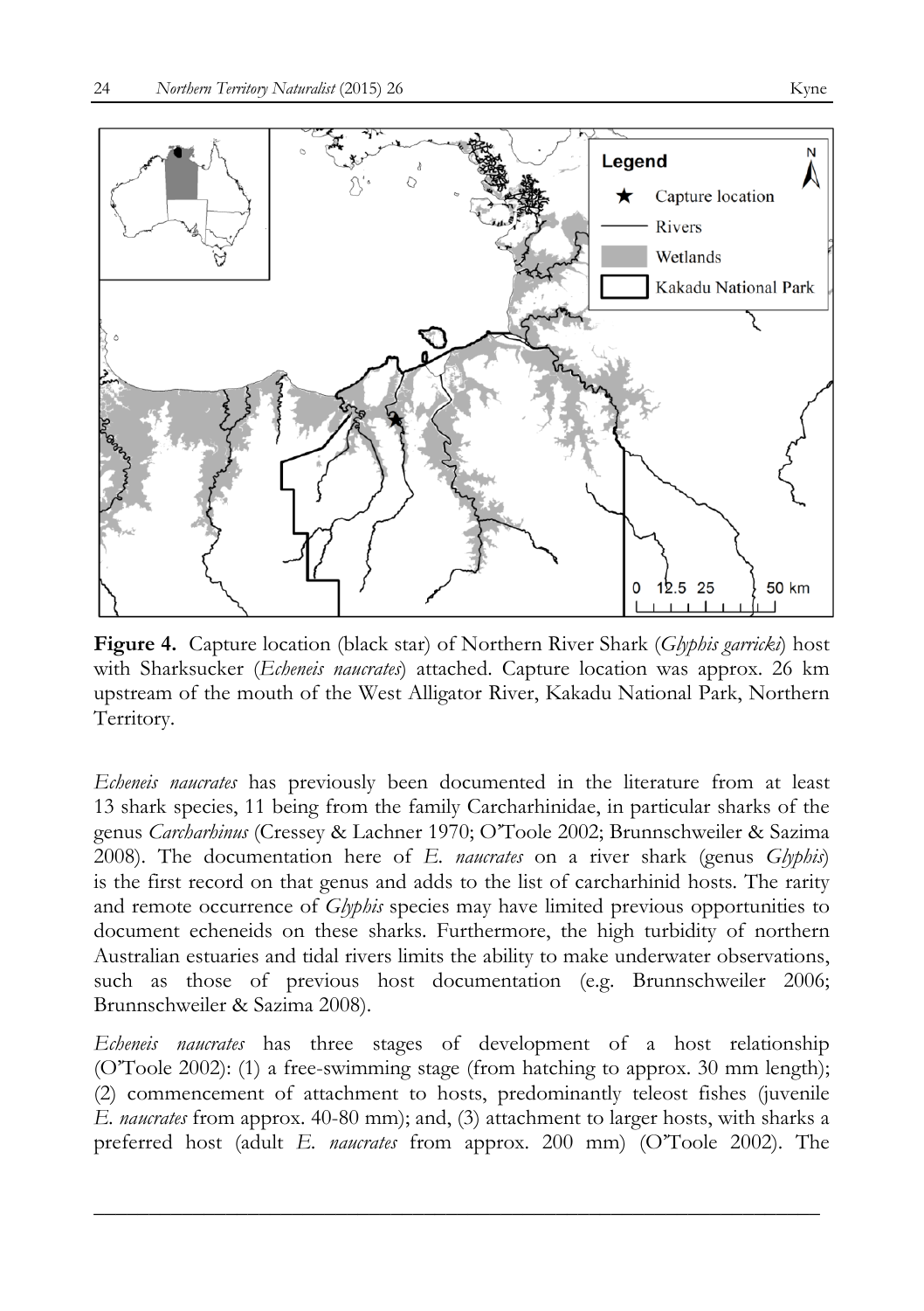**Figure 4.** Capture location (black star) of Northern River Shark (*Glyphis garricki*) host with Sharksucker (*Echeneis naucrates*) attached. Capture location was approx. 26 km upstream of the mouth of the West Alligator River, Kakadu National Park, Northern Territory.

*Echeneis naucrates* has previously been documented in the literature from at least 13 shark species, 11 being from the family Carcharhinidae, in particular sharks of the genus *Carcharhinus* (Cressey & Lachner 1970; O'Toole 2002; Brunnschweiler & Sazima 2008). The documentation here of *E. naucrates* on a river shark (genus *Glyphis*) is the first record on that genus and adds to the list of carcharhinid hosts. The rarity and remote occurrence of *Glyphis* species may have limited previous opportunities to document echeneids on these sharks. Furthermore, the high turbidity of northern Australian estuaries and tidal rivers limits the ability to make underwater observations, such as those of previous host documentation (e.g. Brunnschweiler 2006; Brunnschweiler & Sazima 2008).

*Echeneis naucrates* has three stages of development of a host relationship (O'Toole 2002): (1) a free-swimming stage (from hatching to approx. 30 mm length); (2) commencement of attachment to hosts, predominantly teleost fishes (juvenile *E. naucrates* from approx. 40-80 mm); and, (3) attachment to larger hosts, with sharks a preferred host (adult *E. naucrates* from approx. 200 mm) (O'Toole 2002). The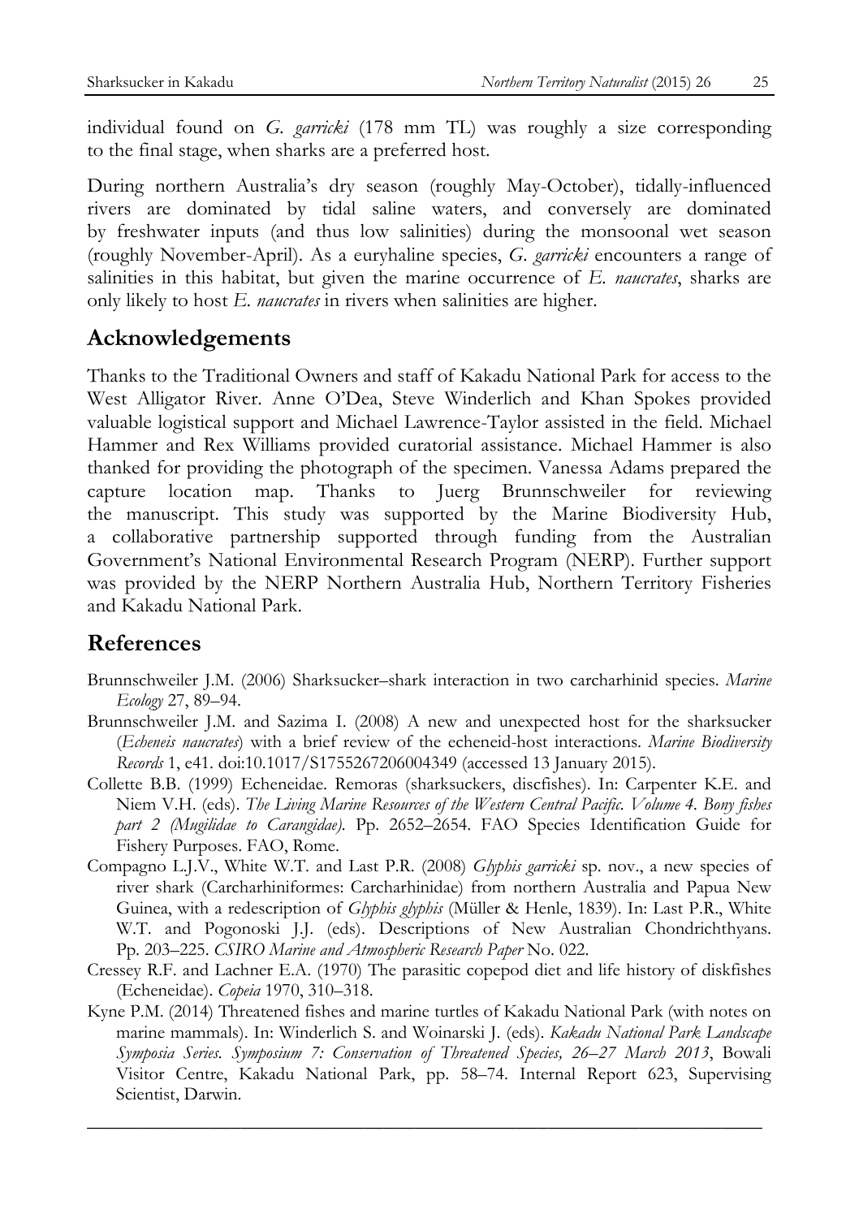individual found on *G. garricki* (178 mm TL) was roughly a size corresponding to the final stage, when sharks are a preferred host.

During northern Australia's dry season (roughly May-October), tidally-influenced rivers are dominated by tidal saline waters, and conversely are dominated by freshwater inputs (and thus low salinities) during the monsoonal wet season (roughly November-April). As a euryhaline species, *G. garricki* encounters a range of salinities in this habitat, but given the marine occurrence of *E. naucrates*, sharks are only likely to host *E. naucrates* in rivers when salinities are higher.

## Acknowledgements

Thanks to the Traditional Owners and staff of Kakadu National Park for access to the West Alligator River. Anne O'Dea, Steve Winderlich and Khan Spokes provided valuable logistical support and Michael Lawrence-Taylor assisted in the field. Michael Hammer and Rex Williams provided curatorial assistance. Michael Hammer is also thanked for providing the photograph of the specimen. Vanessa Adams prepared the capture location map. Thanks to Juerg Brunnschweiler for reviewing the manuscript. This study was supported by the Marine Biodiversity Hub, a collaborative partnership supported through funding from the Australian Government's National Environmental Research Program (NERP). Further support was provided by the NERP Northern Australia Hub, Northern Territory Fisheries and Kakadu National Park.

## References

Brunnschweiler J.M. (2006) Sharksucker–shark interaction in two carcharhinid species. *Marine Ecology* 27, 89–94.

Brunnschweiler J.M. and Sazima I. (2008) A new and unexpected host for the sharksucker (*Echeneis naucrates*) with a brief review of the echeneid-host interactions. *Marine Biodiversity Records* 1, e41. doi:10.1017/S1755267206004349 (accessed 13 January 2015).

Collette B.B. (1999) Echeneidae. Remoras (sharksuckers, discfishes). In: Carpenter K.E. and Niem V.H. (eds). *The Living Marine Resources of the Western Central Pacific. Volume 4. Bony fishes part 2 (Mugilidae to Carangidae)*. Pp. 2652–2654. FAO Species Identification Guide for Fishery Purposes. FAO, Rome.

Compagno L.J.V., White W.T. and Last P.R. (2008) *Glyphis garricki* sp. nov., a new species of river shark (Carcharhiniformes: Carcharhinidae) from northern Australia and Papua New Guinea, with a redescription of *Glyphis glyphis* (Müller & Henle, 1839). In: Last P.R., White W.T. and Pogonoski J.J. (eds). Descriptions of New Australian Chondrichthyans. Pp. 203–225. *CSIRO Marine and Atmospheric Research Paper* No. 022.

Cressey R.F. and Lachner E.A. (1970) The parasitic copepod diet and life history of diskfishes (Echeneidae). *Copeia* 1970, 310–318.

Kyne P.M. (2014) Threatened fishes and marine turtles of Kakadu National Park (with notes on marine mammals). In: Winderlich S. and Woinarski J. (eds). *Kakadu National Park Landscape Symposia Series. Symposium 7: Conservation of Threatened Species, 26–27 March 2013*, Bowali Visitor Centre, Kakadu National Park, pp. 58–74. Internal Report 623, Supervising Scientist, Darwin.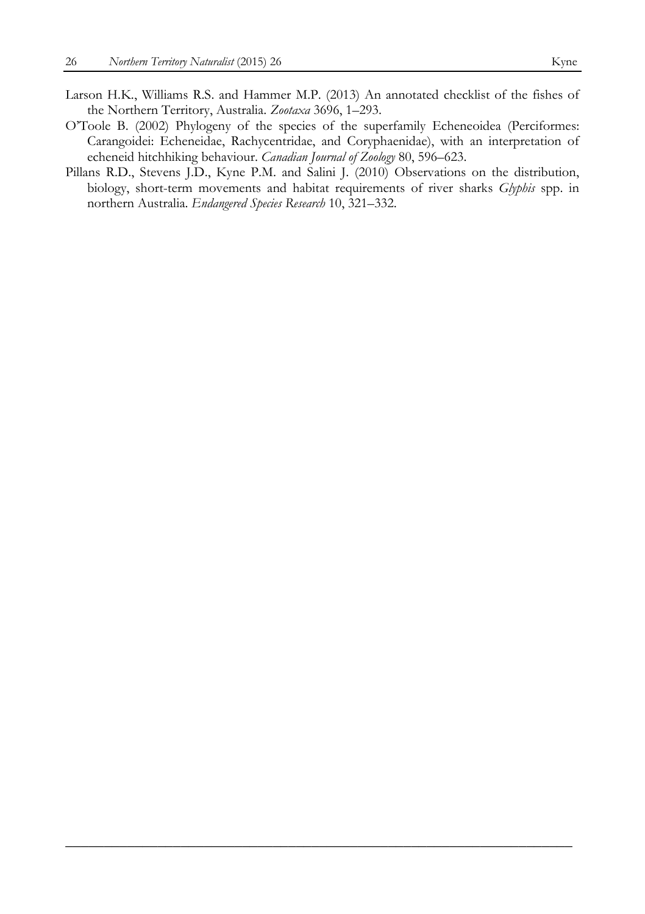Larson H.K., Williams R.S. and Hammer M.P. (2013) An annotated checklist of the fishes of the Northern Territory, Australia. *Zootaxa* 3696, 1–293.

O'Toole B. (2002) Phylogeny of the species of the superfamily Echeneoidea (Perciformes: Carangoidei: Echeneidae, Rachycentridae, and Coryphaenidae), with an interpretation of echeneid hitchhiking behaviour. *Canadian Journal of Zoology* 80, 596–623.

Pillans R.D., Stevens J.D., Kyne P.M. and Salini J. (2010) Observations on the distribution, biology, short-term movements and habitat requirements of river sharks *Glyphis* spp. in northern Australia. *Endangered Species Research* 10, 321–332.